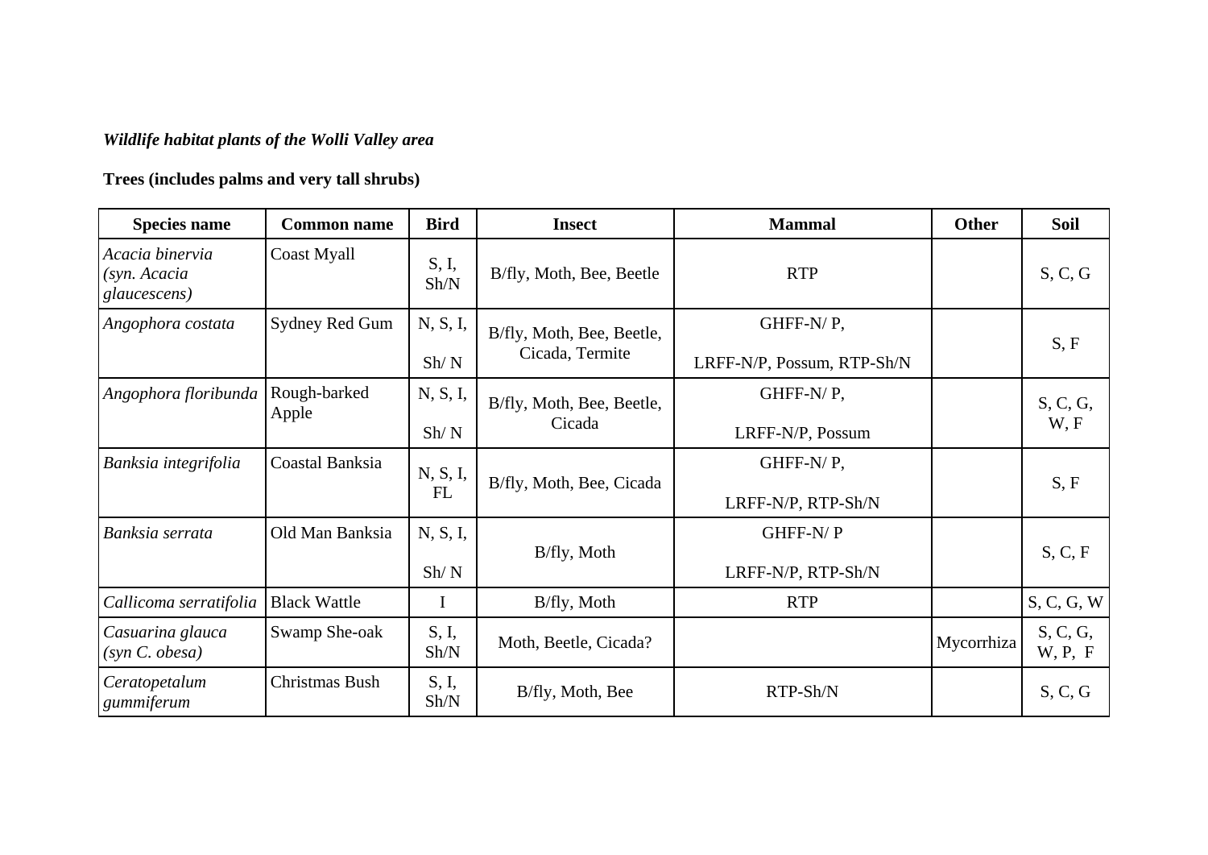***Wildlife habitat plants of the Wolli Valley area***

**Trees (includes palms and very tall shrubs)**

| Species name | Common name | Bird | Insect | Mammal | Other | Soil |
|---|---|---|---|---|---|---|
| *Acacia binervia (syn. Acacia glaucescens)* | Coast Myall | S, I, Sh/N | B/fly, Moth, Bee, Beetle | RTP | | S, C, G |
| *Angophora costata* | Sydney Red Gum | N, S, I, Sh/ N | B/fly, Moth, Bee, Beetle, Cicada, Termite | GHFF-N/ P, LRFF-N/P, Possum, RTP-Sh/N | | S, F |
| *Angophora floribunda* | Rough-barked Apple | N, S, I, Sh/ N | B/fly, Moth, Bee, Beetle, Cicada | GHFF-N/ P, LRFF-N/P, Possum | | S, C, G, W, F |
| *Banksia integrifolia* | Coastal Banksia | N, S, I, FL | B/fly, Moth, Bee, Cicada | GHFF-N/ P, LRFF-N/P, RTP-Sh/N | | S, F |
| *Banksia serrata* | Old Man Banksia | N, S, I, Sh/ N | B/fly, Moth | GHFF-N/ P LRFF-N/P, RTP-Sh/N | | S, C, F |
| *Callicoma serratifolia* | Black Wattle | I | B/fly, Moth | RTP | | S, C, G, W |
| *Casuarina glauca (syn C. obesa)* | Swamp She-oak | S, I, Sh/N | Moth, Beetle, Cicada? | | Mycorrhiza | S, C, G, W, P, F |
| *Ceratopetalum gummiferum* | Christmas Bush | S, I, Sh/N | B/fly, Moth, Bee | RTP-Sh/N | | S, C, G |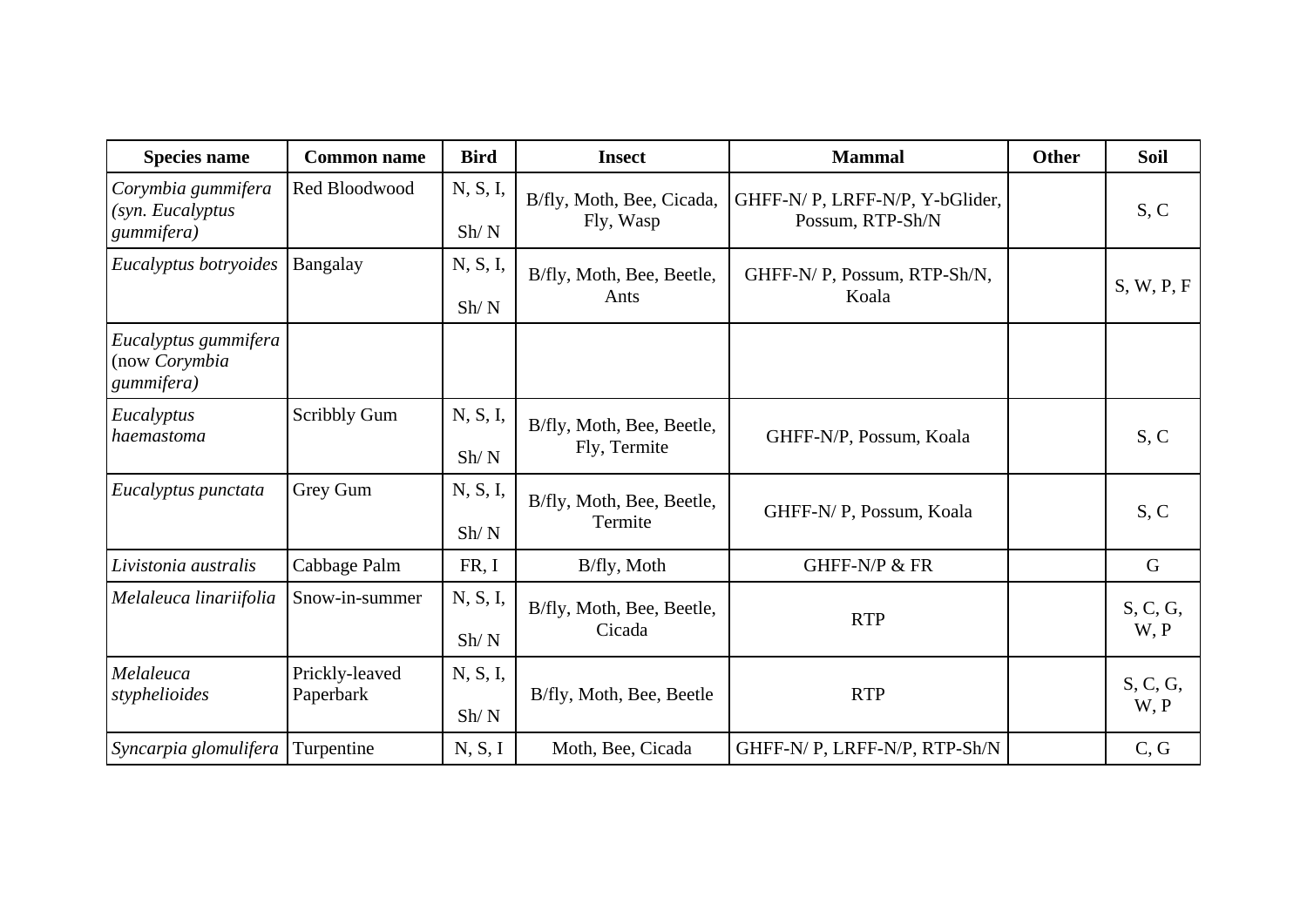| Species name | Common name | Bird | Insect | Mammal | Other | Soil |
|---|---|---|---|---|---|---|
| *Corymbia gummifera (syn. Eucalyptus gummifera)* | Red Bloodwood | N, S, I, Sh/ N | B/fly, Moth, Bee, Cicada, Fly, Wasp | GHFF-N/ P, LRFF-N/P, Y-bGlider, Possum, RTP-Sh/N | | S, C |
| *Eucalyptus botryoides* | Bangalay | N, S, I, Sh/ N | B/fly, Moth, Bee, Beetle, Ants | GHFF-N/ P, Possum, RTP-Sh/N, Koala | | S, W, P, F |
| *Eucalyptus gummifera* (now *Corymbia gummifera)* | | | | | | |
| *Eucalyptus haemastoma* | Scribbly Gum | N, S, I, Sh/ N | B/fly, Moth, Bee, Beetle, Fly, Termite | GHFF-N/P, Possum, Koala | | S, C |
| *Eucalyptus punctata* | Grey Gum | N, S, I, Sh/ N | B/fly, Moth, Bee, Beetle, Termite | GHFF-N/ P, Possum, Koala | | S, C |
| *Livistonia australis* | Cabbage Palm | FR, I | B/fly, Moth | GHFF-N/P & FR | | G |
| *Melaleuca linariifolia* | Snow-in-summer | N, S, I, Sh/ N | B/fly, Moth, Bee, Beetle, Cicada | RTP | | S, C, G, W, P |
| *Melaleuca styphelioides* | Prickly-leaved Paperbark | N, S, I, Sh/ N | B/fly, Moth, Bee, Beetle | RTP | | S, C, G, W, P |
| *Syncarpia glomulifera* | Turpentine | N, S, I | Moth, Bee, Cicada | GHFF-N/ P, LRFF-N/P, RTP-Sh/N | | C, G |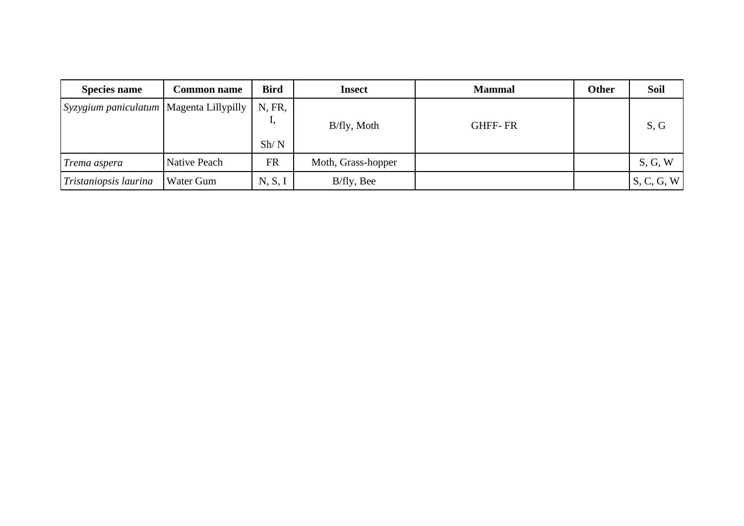| Species name | Common name | Bird | Insect | Mammal | Other | Soil |
|---|---|---|---|---|---|---|
| *Syzygium paniculatum* | Magenta Lillypilly | N, FR, I, Sh/ N | B/fly, Moth | GHFF- FR | | S, G |
| *Trema aspera* | Native Peach | FR | Moth, Grass-hopper | | | S, G, W |
| *Tristaniopsis laurina* | Water Gum | N, S, I | B/fly, Bee | | | S, C, G, W |